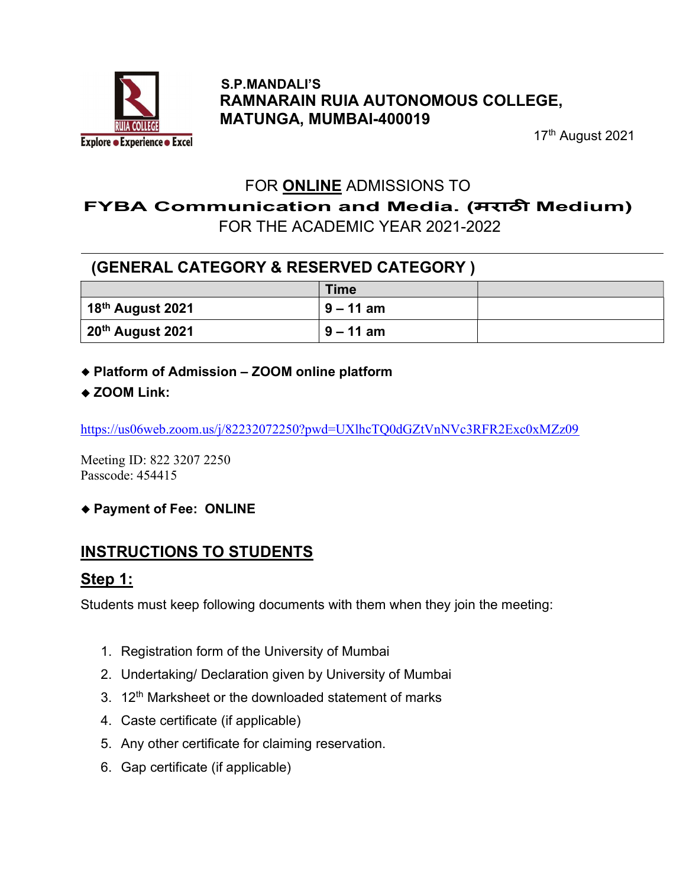**S.P.MANDALI'S**
**RAMNARAIN RUIA AUTONOMOUS COLLEGE,**
**MATUNGA, MUMBAI-400019**

17th August 2021

FOR **ONLINE** ADMISSIONS TO

**FYBA Communication and Media. (मराठी Medium)**

FOR THE ACADEMIC YEAR 2021-2022

## (GENERAL CATEGORY & RESERVED CATEGORY )

| | Time | |
|---|---|---|
| **18th August 2021** | **9 – 11 am** | |
| **20th August 2021** | **9 – 11 am** | |

- **Platform of Admission – ZOOM online platform**
- **ZOOM Link:**

https://us06web.zoom.us/j/82232072250?pwd=UXlhcTQ0dGZtVnNVc3RFR2Exc0xMZz09

Meeting ID: 822 3207 2250
Passcode: 454415

- **Payment of Fee: ONLINE**

## INSTRUCTIONS TO STUDENTS

### Step 1:

Students must keep following documents with them when they join the meeting:

1. Registration form of the University of Mumbai
2. Undertaking/ Declaration given by University of Mumbai
3. 12th Marksheet or the downloaded statement of marks
4. Caste certificate (if applicable)
5. Any other certificate for claiming reservation.
6. Gap certificate (if applicable)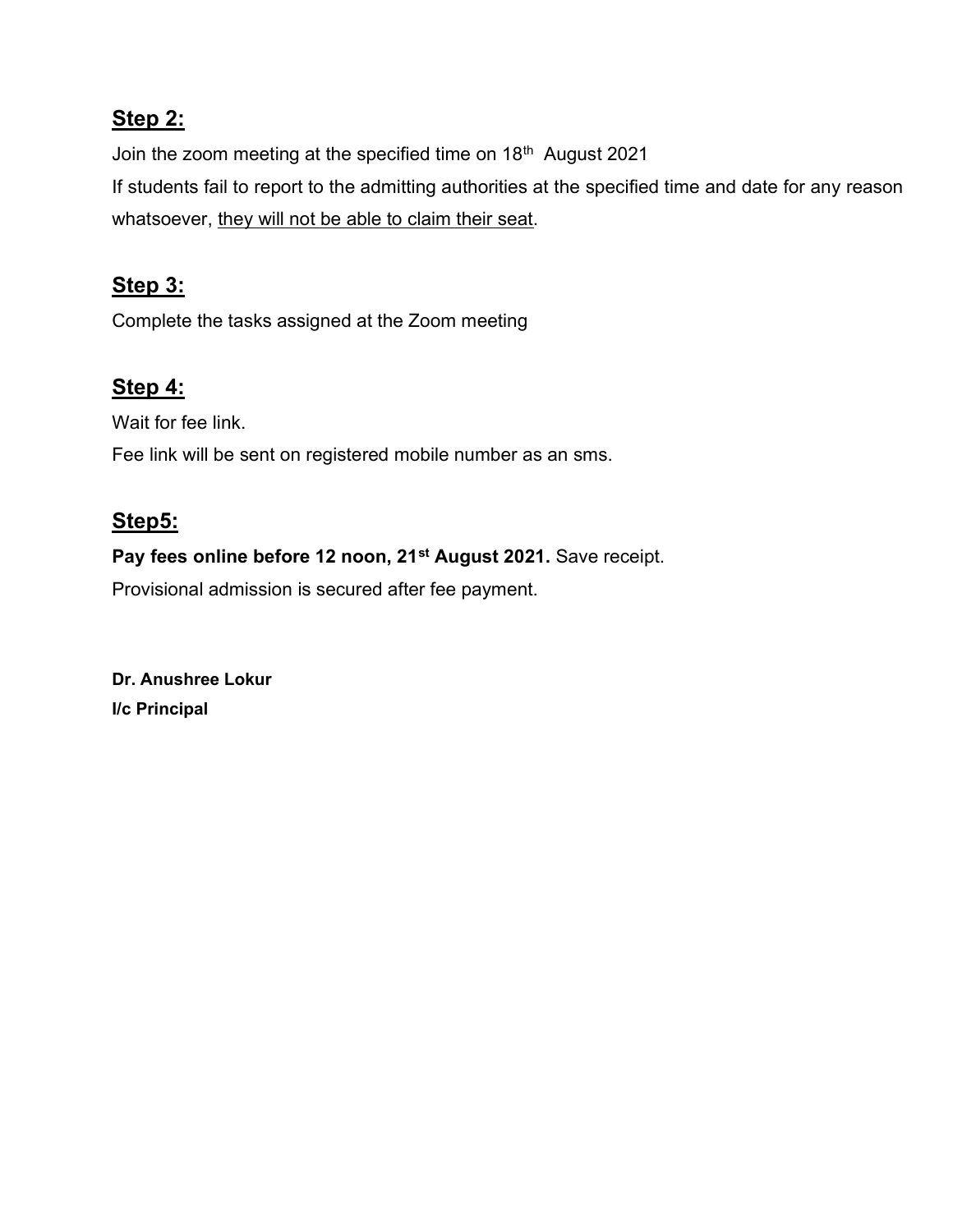## Step 2:

Join the zoom meeting at the specified time on 18th August 2021

If students fail to report to the admitting authorities at the specified time and date for any reason whatsoever, they will not be able to claim their seat.

## Step 3:

Complete the tasks assigned at the Zoom meeting

## Step 4:

Wait for fee link.

Fee link will be sent on registered mobile number as an sms.

## Step5:

**Pay fees online before 12 noon, 21st August 2021.** Save receipt.

Provisional admission is secured after fee payment.

**Dr. Anushree Lokur**
**I/c Principal**